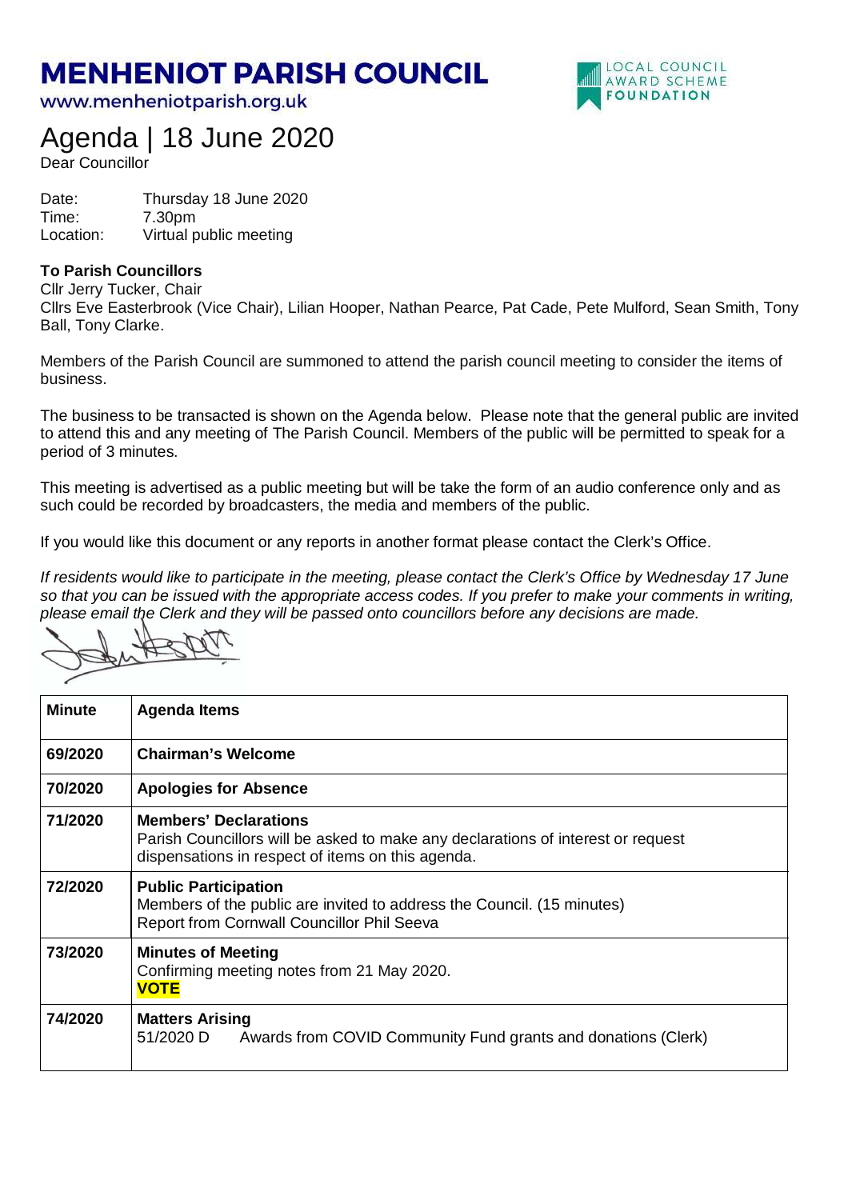# MENHENIOT PARISH COUNCIL

www.menheniotparish.org.uk

LOCAL COUNCIL AWARD SCHEME FOUNDATION

# Agenda | 18 June 2020

Dear Councillor

Date: Thursday 18 June 2020
Time: 7.30pm
Location: Virtual public meeting

**To Parish Councillors**
Cllr Jerry Tucker, Chair
Cllrs Eve Easterbrook (Vice Chair), Lilian Hooper, Nathan Pearce, Pat Cade, Pete Mulford, Sean Smith, Tony Ball, Tony Clarke.

Members of the Parish Council are summoned to attend the parish council meeting to consider the items of business.

The business to be transacted is shown on the Agenda below. Please note that the general public are invited to attend this and any meeting of The Parish Council. Members of the public will be permitted to speak for a period of 3 minutes.

This meeting is advertised as a public meeting but will be take the form of an audio conference only and as such could be recorded by broadcasters, the media and members of the public.

If you would like this document or any reports in another format please contact the Clerk's Office.

*If residents would like to participate in the meeting, please contact the Clerk's Office by Wednesday 17 June so that you can be issued with the appropriate access codes. If you prefer to make your comments in writing, please email the Clerk and they will be passed onto councillors before any decisions are made.*

| Minute | Agenda Items |
|---|---|
| 69/2020 | **Chairman's Welcome** |
| 70/2020 | **Apologies for Absence** |
| 71/2020 | **Members' Declarations**<br>Parish Councillors will be asked to make any declarations of interest or request dispensations in respect of items on this agenda. |
| 72/2020 | **Public Participation**<br>Members of the public are invited to address the Council. (15 minutes)<br>Report from Cornwall Councillor Phil Seeva |
| 73/2020 | **Minutes of Meeting**<br>Confirming meeting notes from 21 May 2020.<br>**VOTE** |
| 74/2020 | **Matters Arising**<br>51/2020 D Awards from COVID Community Fund grants and donations (Clerk) |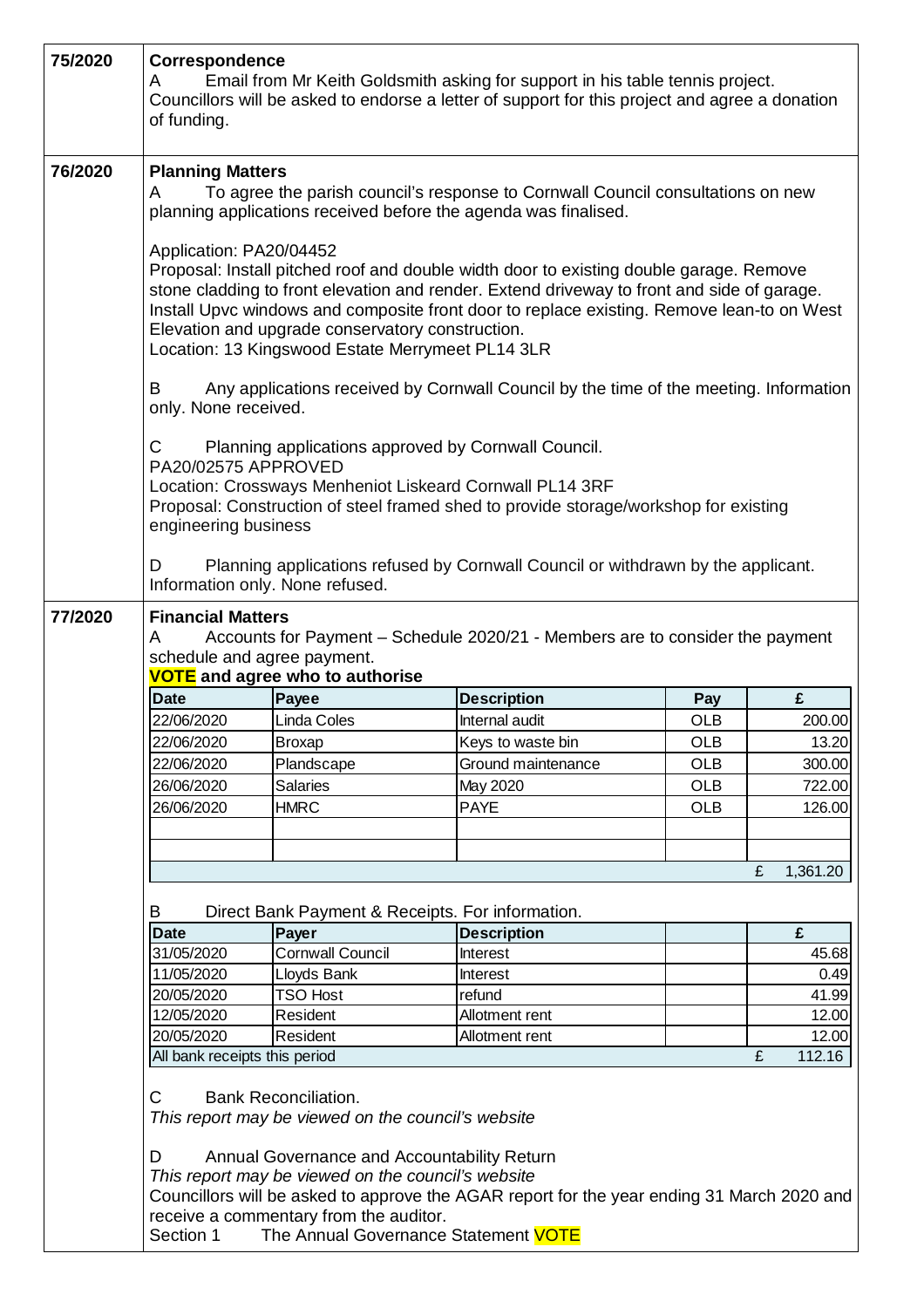**75/2020 Correspondence**

A Email from Mr Keith Goldsmith asking for support in his table tennis project. Councillors will be asked to endorse a letter of support for this project and agree a donation of funding.

**76/2020 Planning Matters**

A To agree the parish council's response to Cornwall Council consultations on new planning applications received before the agenda was finalised.

Application: PA20/04452
Proposal: Install pitched roof and double width door to existing double garage. Remove stone cladding to front elevation and render. Extend driveway to front and side of garage. Install Upvc windows and composite front door to replace existing. Remove lean-to on West Elevation and upgrade conservatory construction.
Location: 13 Kingswood Estate Merrymeet PL14 3LR

B Any applications received by Cornwall Council by the time of the meeting. Information only. None received.

C Planning applications approved by Cornwall Council.
PA20/02575 APPROVED
Location: Crossways Menheniot Liskeard Cornwall PL14 3RF
Proposal: Construction of steel framed shed to provide storage/workshop for existing engineering business

D Planning applications refused by Cornwall Council or withdrawn by the applicant. Information only. None refused.

**77/2020 Financial Matters**

A Accounts for Payment – Schedule 2020/21 - Members are to consider the payment schedule and agree payment.
**VOTE and agree who to authorise**

| Date | Payee | Description | Pay | £ |
|---|---|---|---|---|
| 22/06/2020 | Linda Coles | Internal audit | OLB | 200.00 |
| 22/06/2020 | Broxap | Keys to waste bin | OLB | 13.20 |
| 22/06/2020 | Plandscape | Ground maintenance | OLB | 300.00 |
| 26/06/2020 | Salaries | May 2020 | OLB | 722.00 |
| 26/06/2020 | HMRC | PAYE | OLB | 126.00 |
| | | | | |
| | | | | |
| | | | | £ 1,361.20 |

B Direct Bank Payment & Receipts. For information.

| Date | Payer | Description | | £ |
|---|---|---|---|---|
| 31/05/2020 | Cornwall Council | Interest | | 45.68 |
| 11/05/2020 | Lloyds Bank | Interest | | 0.49 |
| 20/05/2020 | TSO Host | refund | | 41.99 |
| 12/05/2020 | Resident | Allotment rent | | 12.00 |
| 20/05/2020 | Resident | Allotment rent | | 12.00 |
| All bank receipts this period | | | | £ 112.16 |

C Bank Reconciliation.
*This report may be viewed on the council's website*

D Annual Governance and Accountability Return
*This report may be viewed on the council's website*
Councillors will be asked to approve the AGAR report for the year ending 31 March 2020 and receive a commentary from the auditor.
Section 1 The Annual Governance Statement VOTE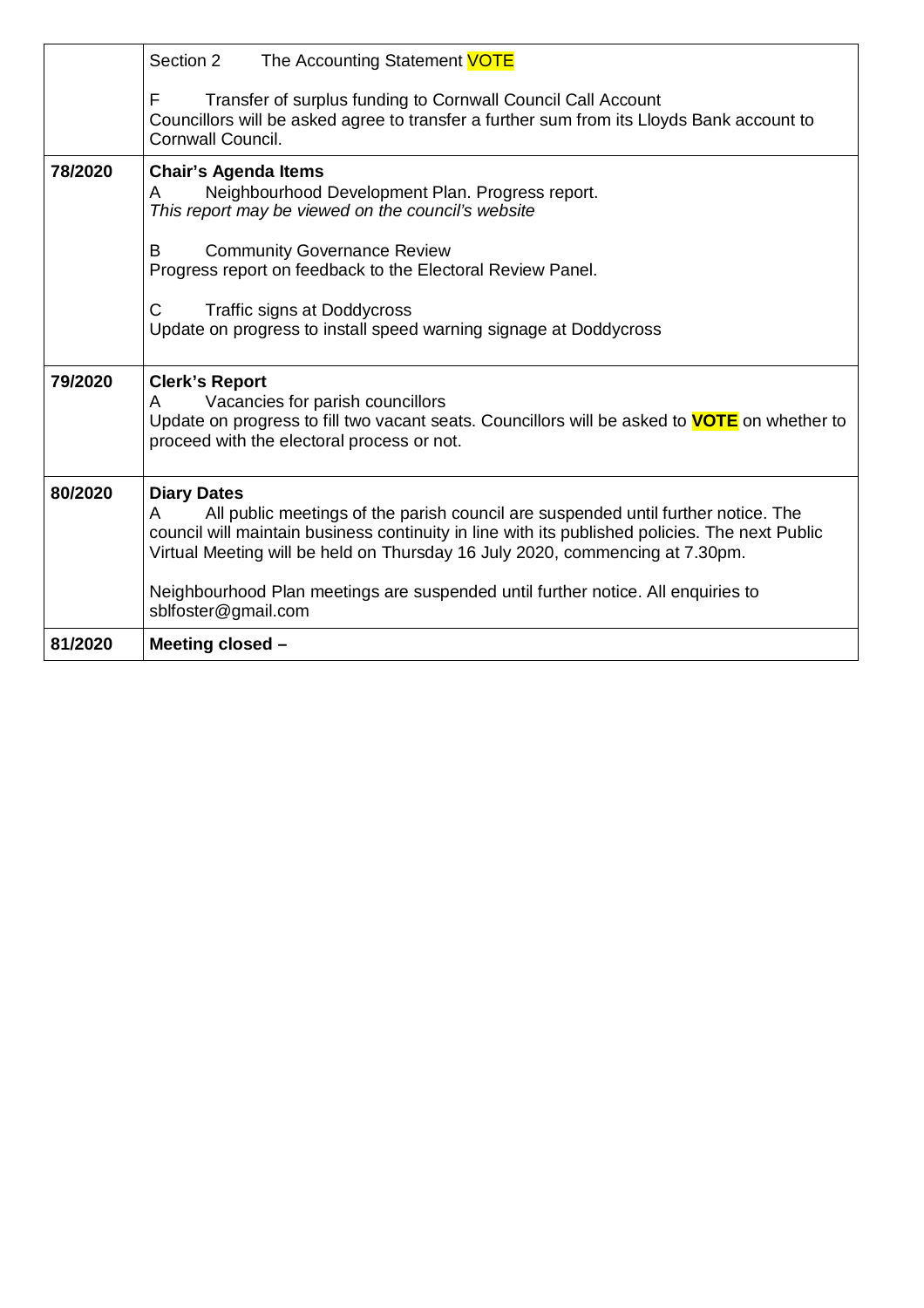| | |
|---|---|
| | Section 2 The Accounting Statement **VOTE**<br><br>F Transfer of surplus funding to Cornwall Council Call Account<br>Councillors will be asked agree to transfer a further sum from its Lloyds Bank account to Cornwall Council. |
| **78/2020** | **Chair's Agenda Items**<br>A Neighbourhood Development Plan. Progress report.<br>*This report may be viewed on the council's website*<br><br>B Community Governance Review<br>Progress report on feedback to the Electoral Review Panel.<br><br>C Traffic signs at Doddycross<br>Update on progress to install speed warning signage at Doddycross |
| **79/2020** | **Clerk's Report**<br>A Vacancies for parish councillors<br>Update on progress to fill two vacant seats. Councillors will be asked to **VOTE** on whether to proceed with the electoral process or not. |
| **80/2020** | **Diary Dates**<br>A All public meetings of the parish council are suspended until further notice. The council will maintain business continuity in line with its published policies. The next Public Virtual Meeting will be held on Thursday 16 July 2020, commencing at 7.30pm.<br><br>Neighbourhood Plan meetings are suspended until further notice. All enquiries to sblfoster@gmail.com |
| **81/2020** | **Meeting closed –** |